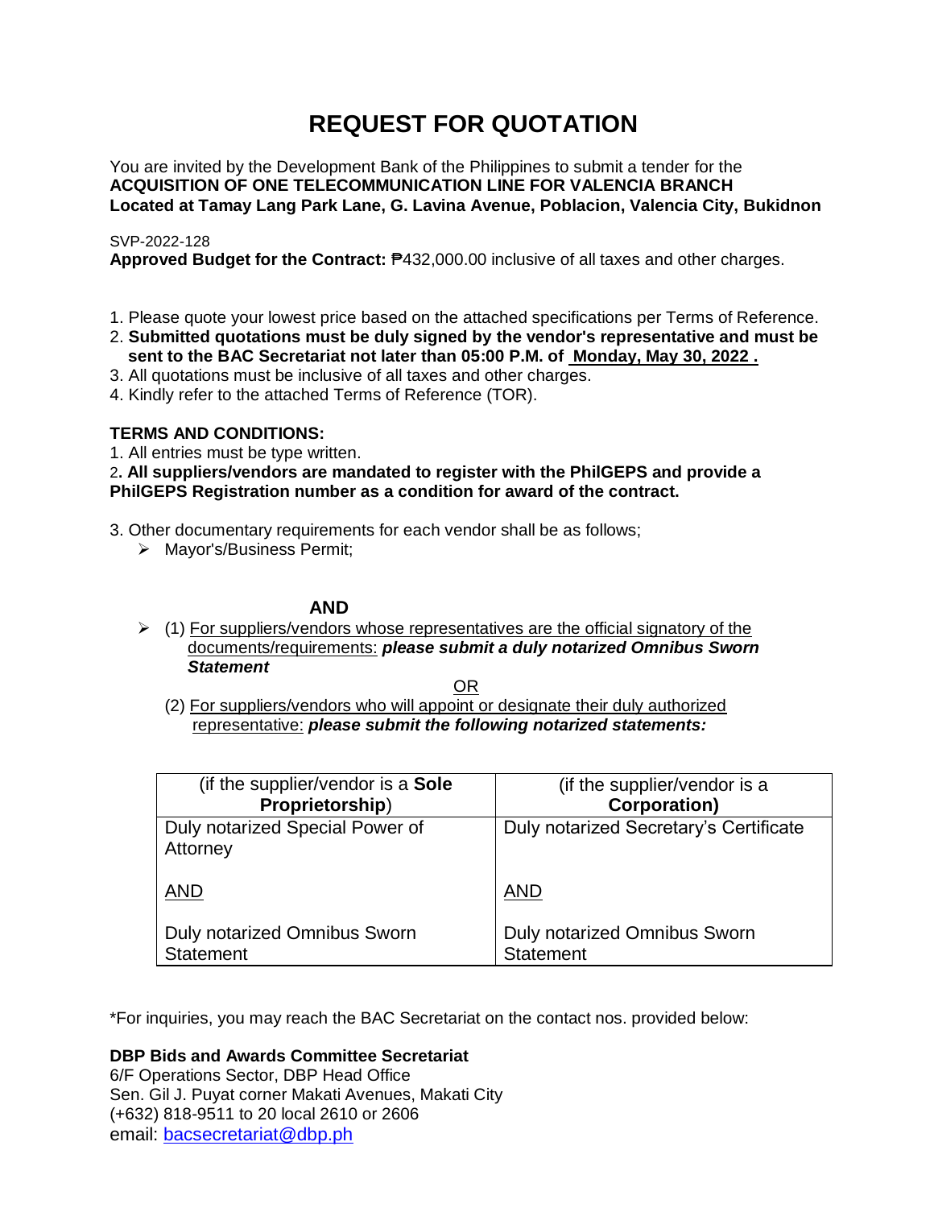# REQUEST FOR QUOTATION

You are invited by the Development Bank of the Philippines to submit a tender for the
**ACQUISITION OF ONE TELECOMMUNICATION LINE FOR VALENCIA BRANCH**
**Located at Tamay Lang Park Lane, G. Lavina Avenue, Poblacion, Valencia City, Bukidnon**

SVP-2022-128
**Approved Budget for the Contract:** ₱432,000.00 inclusive of all taxes and other charges.

1. Please quote your lowest price based on the attached specifications per Terms of Reference.
2. **Submitted quotations must be duly signed by the vendor's representative and must be sent to the BAC Secretariat not later than 05:00 P.M. of Monday, May 30, 2022 .**
3. All quotations must be inclusive of all taxes and other charges.
4. Kindly refer to the attached Terms of Reference (TOR).

**TERMS AND CONDITIONS:**

1. All entries must be type written.
2. **All suppliers/vendors are mandated to register with the PhilGEPS and provide a PhilGEPS Registration number as a condition for award of the contract.**
3. Other documentary requirements for each vendor shall be as follows;
   - Mayor's/Business Permit;

**AND**

- (1) For suppliers/vendors whose representatives are the official signatory of the documents/requirements: ***please submit a duly notarized Omnibus Sworn Statement***

OR

(2) For suppliers/vendors who will appoint or designate their duly authorized representative: ***please submit the following notarized statements:***

| (if the supplier/vendor is a **Sole Proprietorship**) | (if the supplier/vendor is a **Corporation)** |
|---|---|
| Duly notarized Special Power of Attorney<br><br>AND<br><br>Duly notarized Omnibus Sworn Statement | Duly notarized Secretary's Certificate<br><br>AND<br><br>Duly notarized Omnibus Sworn Statement |

*For inquiries, you may reach the BAC Secretariat on the contact nos. provided below:

**DBP Bids and Awards Committee Secretariat**
6/F Operations Sector, DBP Head Office
Sen. Gil J. Puyat corner Makati Avenues, Makati City
(+632) 818-9511 to 20 local 2610 or 2606
email: bacsecretariat@dbp.ph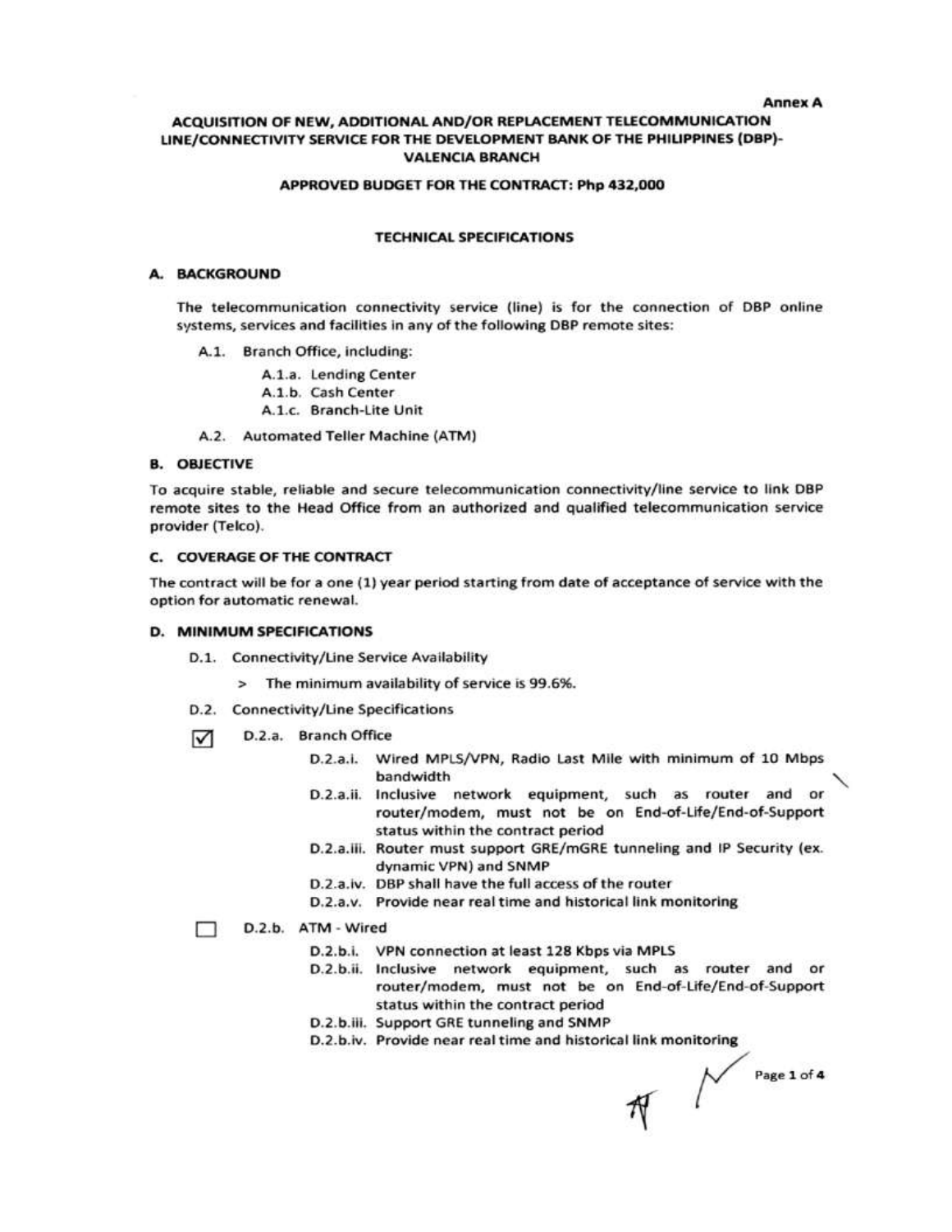Annex A

# ACQUISITION OF NEW, ADDITIONAL AND/OR REPLACEMENT TELECOMMUNICATION LINE/CONNECTIVITY SERVICE FOR THE DEVELOPMENT BANK OF THE PHILIPPINES (DBP)-VALENCIA BRANCH

## APPROVED BUDGET FOR THE CONTRACT: Php 432,000

## TECHNICAL SPECIFICATIONS

### A. BACKGROUND

The telecommunication connectivity service (line) is for the connection of DBP online systems, services and facilities in any of the following DBP remote sites:

- A.1. Branch Office, including:
  - A.1.a. Lending Center
  - A.1.b. Cash Center
  - A.1.c. Branch-Lite Unit
- A.2. Automated Teller Machine (ATM)

### B. OBJECTIVE

To acquire stable, reliable and secure telecommunication connectivity/line service to link DBP remote sites to the Head Office from an authorized and qualified telecommunication service provider (Telco).

### C. COVERAGE OF THE CONTRACT

The contract will be for a one (1) year period starting from date of acceptance of service with the option for automatic renewal.

### D. MINIMUM SPECIFICATIONS

- D.1. Connectivity/Line Service Availability
  - > The minimum availability of service is 99.6%.
- D.2. Connectivity/Line Specifications
  - ☑ D.2.a. Branch Office
    - D.2.a.i. Wired MPLS/VPN, Radio Last Mile with minimum of 10 Mbps bandwidth
    - D.2.a.ii. Inclusive network equipment, such as router and or router/modem, must not be on End-of-Life/End-of-Support status within the contract period
    - D.2.a.iii. Router must support GRE/mGRE tunneling and IP Security (ex. dynamic VPN) and SNMP
    - D.2.a.iv. DBP shall have the full access of the router
    - D.2.a.v. Provide near real time and historical link monitoring
  - ☐ D.2.b. ATM - Wired
    - D.2.b.i. VPN connection at least 128 Kbps via MPLS
    - D.2.b.ii. Inclusive network equipment, such as router and or router/modem, must not be on End-of-Life/End-of-Support status within the contract period
    - D.2.b.iii. Support GRE tunneling and SNMP
    - D.2.b.iv. Provide near real time and historical link monitoring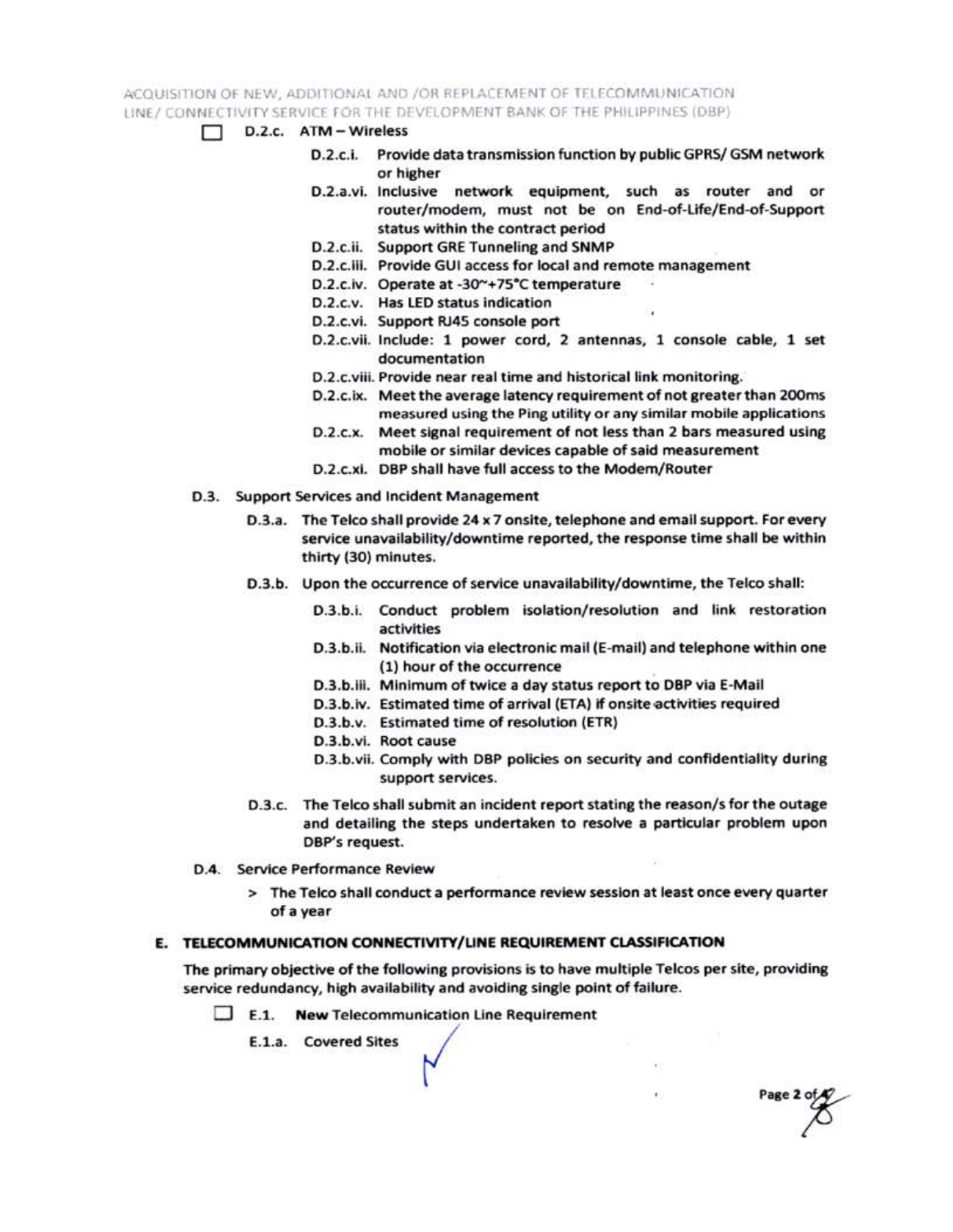- [ ] D.2.c. ATM – Wireless

  - D.2.c.i. Provide data transmission function by public GPRS/ GSM network or higher
  - D.2.a.vi. Inclusive network equipment, such as router and or router/modem, must not be on End-of-Life/End-of-Support status within the contract period
  - D.2.c.ii. Support GRE Tunneling and SNMP
  - D.2.c.iii. Provide GUI access for local and remote management
  - D.2.c.iv. Operate at -30~+75°C temperature
  - D.2.c.v. Has LED status indication
  - D.2.c.vi. Support RJ45 console port
  - D.2.c.vii. Include: 1 power cord, 2 antennas, 1 console cable, 1 set documentation
  - D.2.c.viii. Provide near real time and historical link monitoring.
  - D.2.c.ix. Meet the average latency requirement of not greater than 200ms measured using the Ping utility or any similar mobile applications
  - D.2.c.x. Meet signal requirement of not less than 2 bars measured using mobile or similar devices capable of said measurement
  - D.2.c.xi. DBP shall have full access to the Modem/Router

D.3. Support Services and Incident Management

- D.3.a. The Telco shall provide 24 x 7 onsite, telephone and email support. For every service unavailability/downtime reported, the response time shall be within thirty (30) minutes.
- D.3.b. Upon the occurrence of service unavailability/downtime, the Telco shall:
  - D.3.b.i. Conduct problem isolation/resolution and link restoration activities
  - D.3.b.ii. Notification via electronic mail (E-mail) and telephone within one (1) hour of the occurrence
  - D.3.b.iii. Minimum of twice a day status report to DBP via E-Mail
  - D.3.b.iv. Estimated time of arrival (ETA) if onsite activities required
  - D.3.b.v. Estimated time of resolution (ETR)
  - D.3.b.vi. Root cause
  - D.3.b.vii. Comply with DBP policies on security and confidentiality during support services.
- D.3.c. The Telco shall submit an incident report stating the reason/s for the outage and detailing the steps undertaken to resolve a particular problem upon DBP's request.

D.4. Service Performance Review

> The Telco shall conduct a performance review session at least once every quarter of a year

## E. TELECOMMUNICATION CONNECTIVITY/LINE REQUIREMENT CLASSIFICATION

The primary objective of the following provisions is to have multiple Telcos per site, providing service redundancy, high availability and avoiding single point of failure.

- [ ] E.1. **New** Telecommunication Line Requirement

  E.1.a. Covered Sites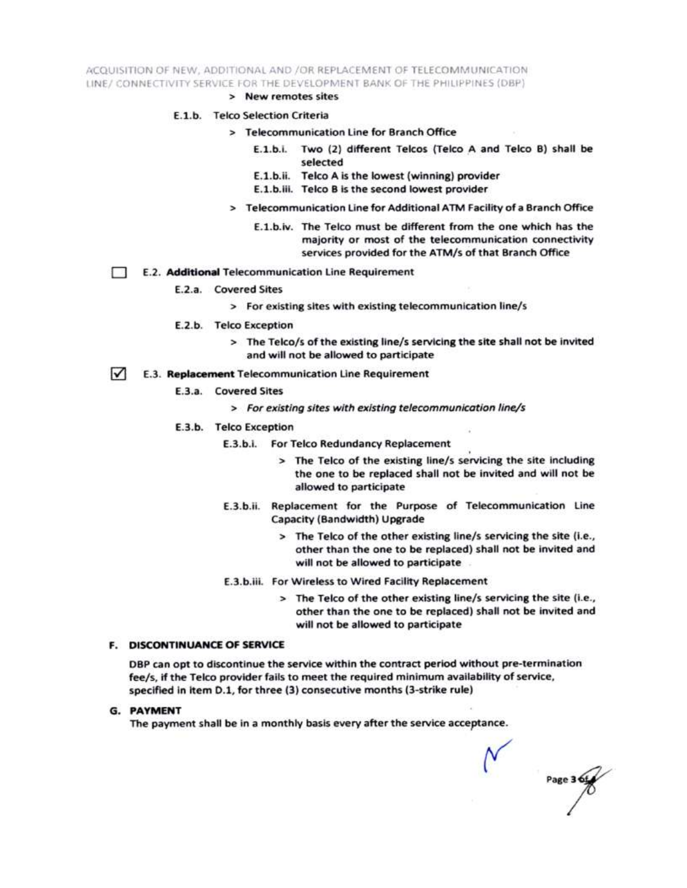> New remotes sites

E.1.b. Telco Selection Criteria

> Telecommunication Line for Branch Office

E.1.b.i. Two (2) different Telcos (Telco A and Telco B) shall be selected

E.1.b.ii. Telco A is the lowest (winning) provider

E.1.b.iii. Telco B is the second lowest provider

> Telecommunication Line for Additional ATM Facility of a Branch Office

E.1.b.iv. The Telco must be different from the one which has the majority or most of the telecommunication connectivity services provided for the ATM/s of that Branch Office

☐ E.2. **Additional** Telecommunication Line Requirement

E.2.a. Covered Sites

> For existing sites with existing telecommunication line/s

E.2.b. Telco Exception

> The Telco/s of the existing line/s servicing the site shall not be invited and will not be allowed to participate

☑ E.3. **Replacement** Telecommunication Line Requirement

E.3.a. Covered Sites

> *For existing sites with existing telecommunication line/s*

E.3.b. Telco Exception

E.3.b.i. For Telco Redundancy Replacement

> The Telco of the existing line/s servicing the site including the one to be replaced shall not be invited and will not be allowed to participate

E.3.b.ii. Replacement for the Purpose of Telecommunication Line Capacity (Bandwidth) Upgrade

> The Telco of the other existing line/s servicing the site (i.e., other than the one to be replaced) shall not be invited and will not be allowed to participate

E.3.b.iii. For Wireless to Wired Facility Replacement

> The Telco of the other existing line/s servicing the site (i.e., other than the one to be replaced) shall not be invited and will not be allowed to participate

## F. DISCONTINUANCE OF SERVICE

DBP can opt to discontinue the service within the contract period without pre-termination fee/s, if the Telco provider fails to meet the required minimum availability of service, specified in item D.1, for three (3) consecutive months (3-strike rule)

## G. PAYMENT

The payment shall be in a monthly basis every after the service acceptance.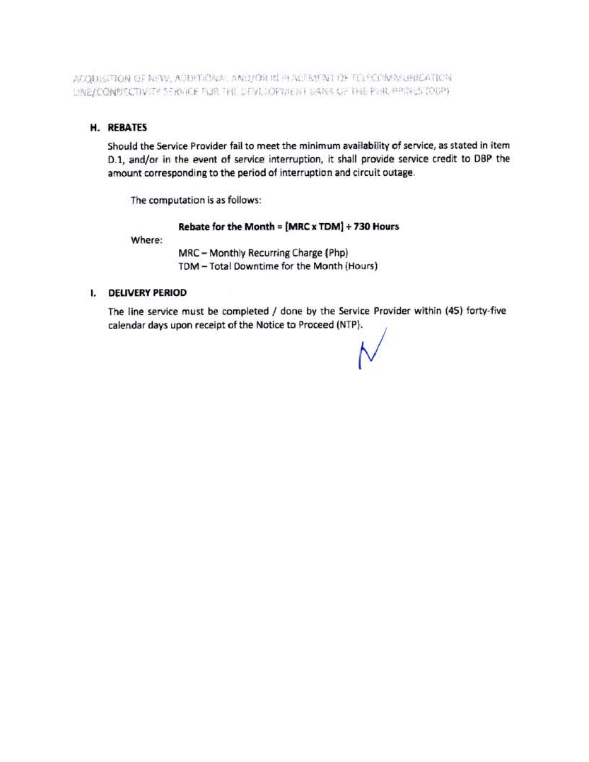## H. REBATES

Should the Service Provider fail to meet the minimum availability of service, as stated in item D.1, and/or in the event of service interruption, it shall provide service credit to DBP the amount corresponding to the period of interruption and circuit outage.

The computation is as follows:

**Rebate for the Month = [MRC x TDM] ÷ 730 Hours**

Where:

MRC – Monthly Recurring Charge (Php)
TDM – Total Downtime for the Month (Hours)

## I. DELIVERY PERIOD

The line service must be completed / done by the Service Provider within (45) forty-five calendar days upon receipt of the Notice to Proceed (NTP).